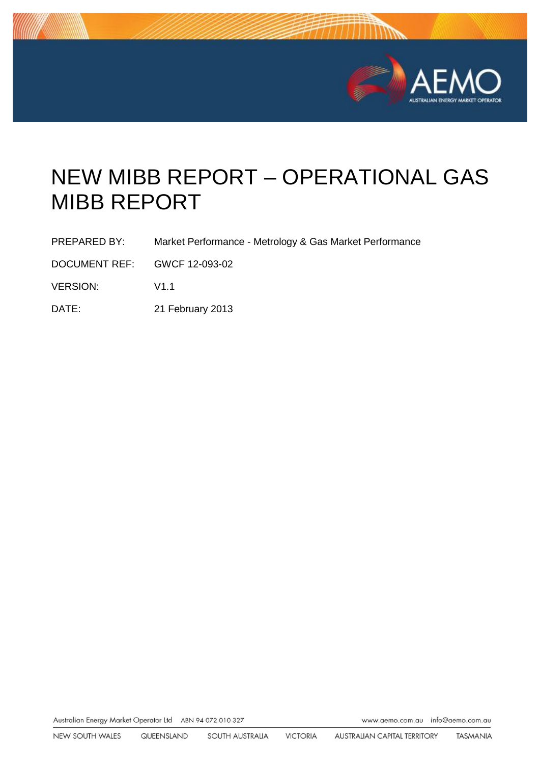# NEW MIBB REPORT – OPERATIONAL GAS MIBB REPORT

PREPARED BY: Market Performance - Metrology & Gas Market Performance

DOCUMENT REF: GWCF 12-093-02

VERSION: V1.1

DATE: 21 February 2013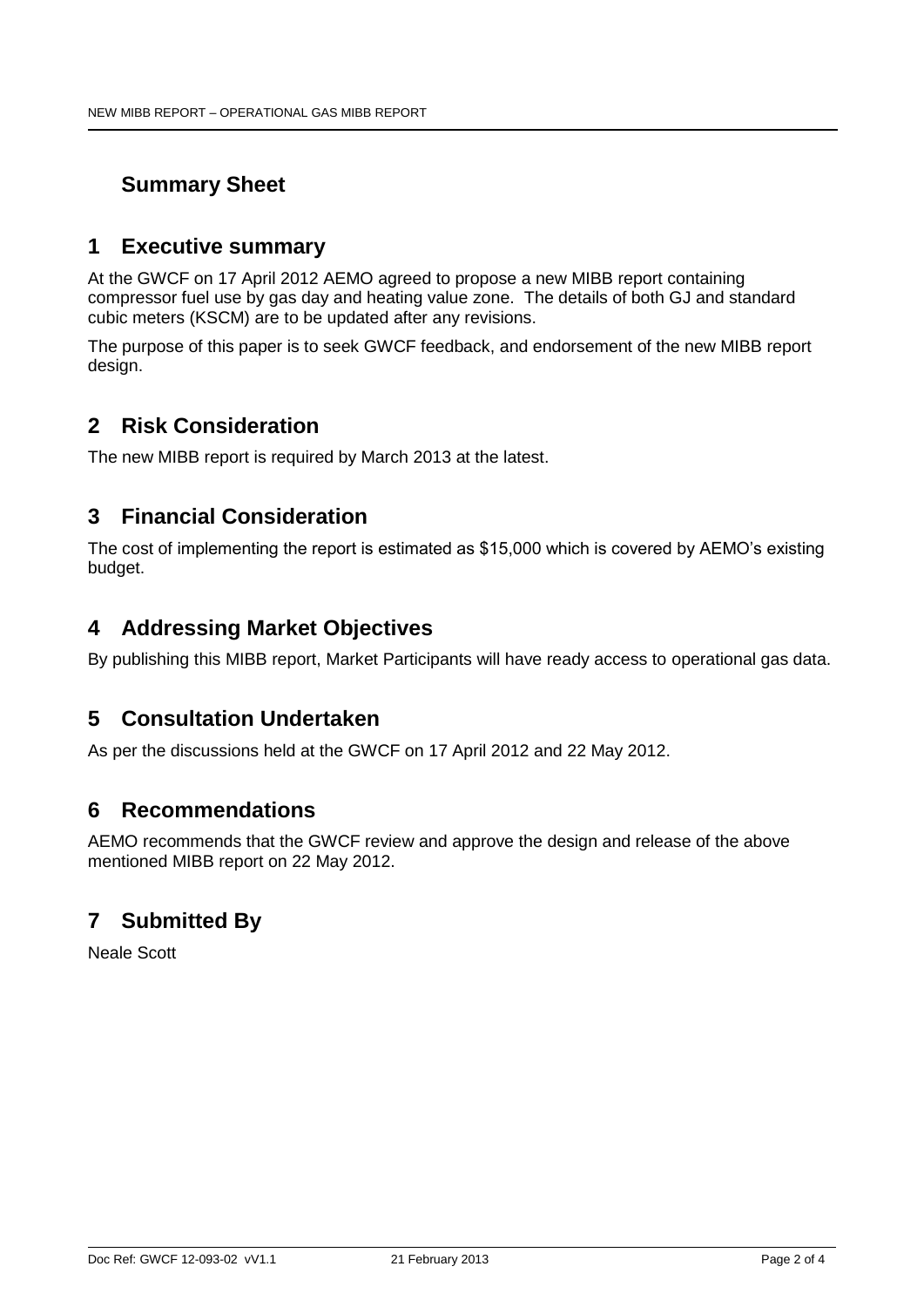## Summary Sheet

## 1 Executive summary

At the GWCF on 17 April 2012 AEMO agreed to propose a new MIBB report containing compressor fuel use by gas day and heating value zone. The details of both GJ and standard cubic meters (KSCM) are to be updated after any revisions.

The purpose of this paper is to seek GWCF feedback, and endorsement of the new MIBB report design.

## 2 Risk Consideration

The new MIBB report is required by March 2013 at the latest.

## 3 Financial Consideration

The cost of implementing the report is estimated as $15,000 which is covered by AEMO's existing budget.

## 4 Addressing Market Objectives

By publishing this MIBB report, Market Participants will have ready access to operational gas data.

## 5 Consultation Undertaken

As per the discussions held at the GWCF on 17 April 2012 and 22 May 2012.

## 6 Recommendations

AEMO recommends that the GWCF review and approve the design and release of the above mentioned MIBB report on 22 May 2012.

## 7 Submitted By

Neale Scott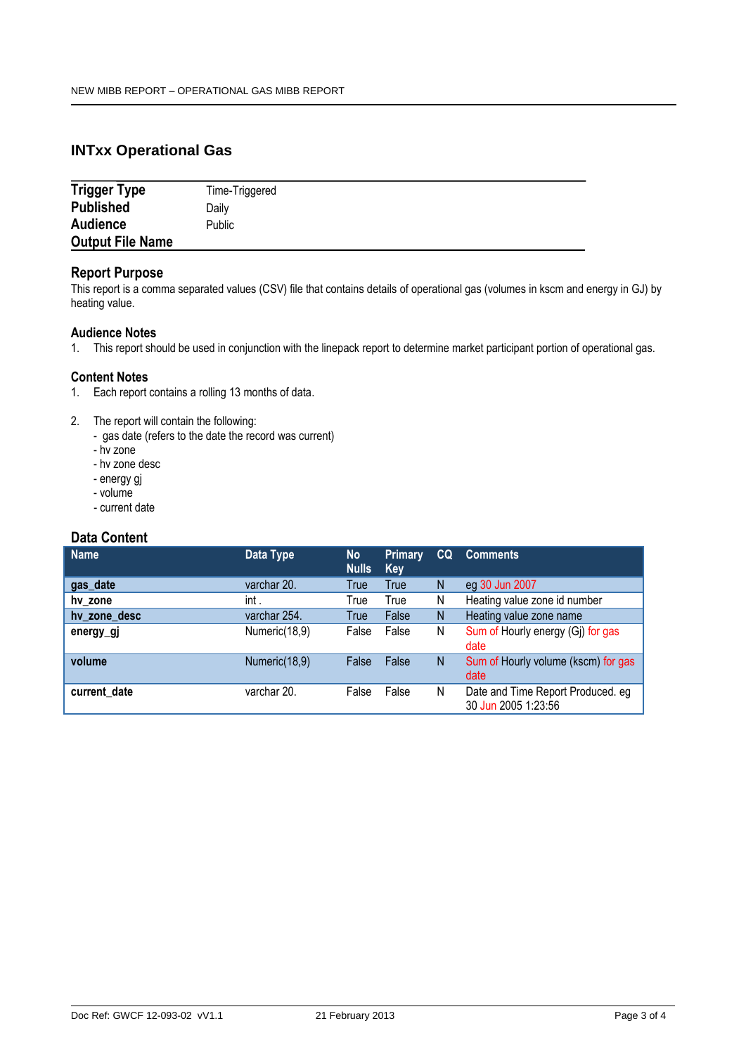## INTxx Operational Gas

| | |
|---|---|
| **Trigger Type** | Time-Triggered |
| **Published** | Daily |
| **Audience** | Public |
| **Output File Name** | |

### Report Purpose

This report is a comma separated values (CSV) file that contains details of operational gas (volumes in kscm and energy in GJ) by heating value.

### Audience Notes

1. This report should be used in conjunction with the linepack report to determine market participant portion of operational gas.

### Content Notes

1. Each report contains a rolling 13 months of data.

2. The report will contain the following:
   - gas date (refers to the date the record was current)
   - hv zone
   - hv zone desc
   - energy gj
   - volume
   - current date

### Data Content

| Name | Data Type | No Nulls | Primary Key | CQ | Comments |
|---|---|---|---|---|---|
| **gas_date** | varchar 20. | True | True | N | eg 30 Jun 2007 |
| **hv_zone** | int . | True | True | N | Heating value zone id number |
| **hv_zone_desc** | varchar 254. | True | False | N | Heating value zone name |
| **energy_gj** | Numeric(18,9) | False | False | N | Sum of Hourly energy (Gj) for gas date |
| **volume** | Numeric(18,9) | False | False | N | Sum of Hourly volume (kscm) for gas date |
| **current_date** | varchar 20. | False | False | N | Date and Time Report Produced. eg 30 Jun 2005 1:23:56 |